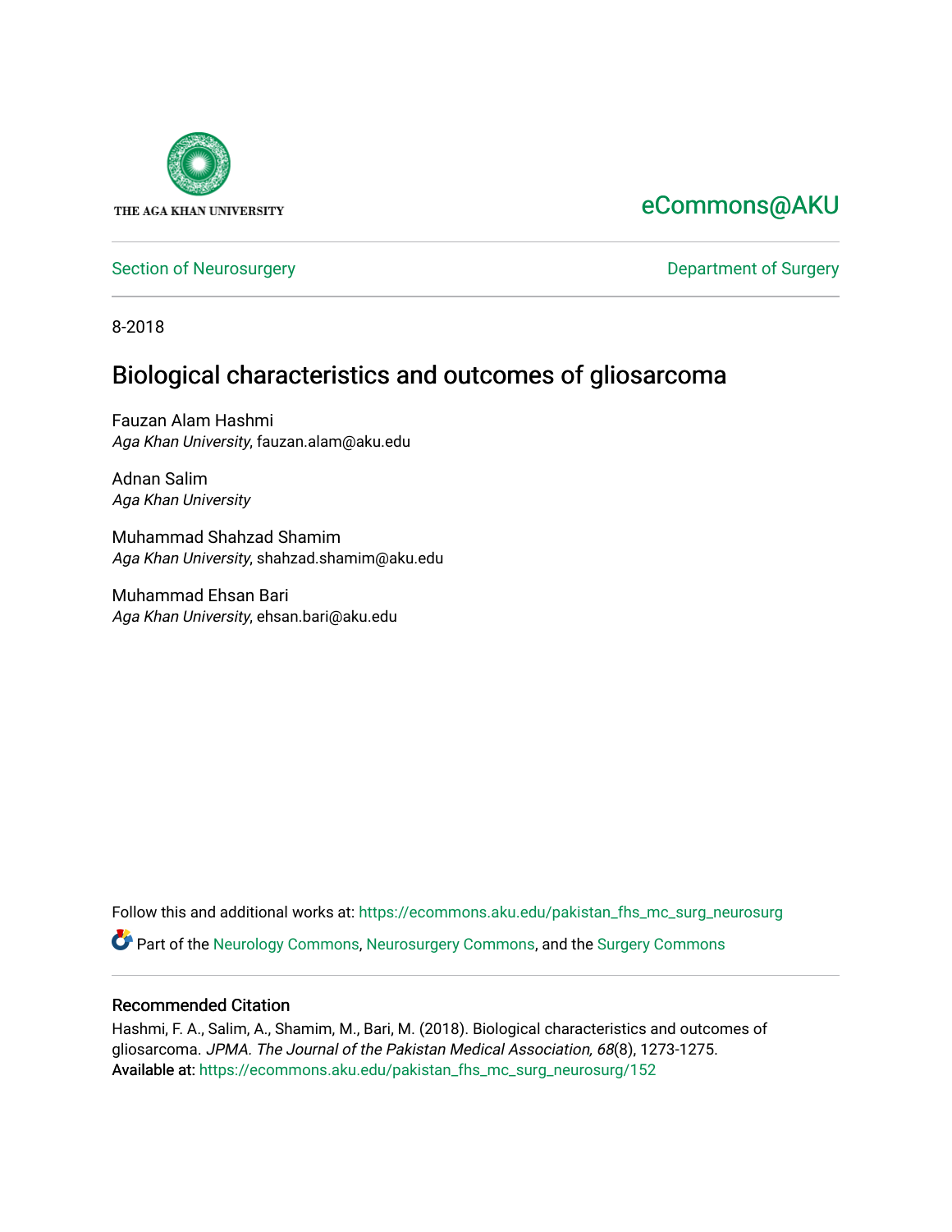THE AGA KHAN UNIVERSITY

eCommons@AKU

Section of Neurosurgery

Department of Surgery

8-2018

# Biological characteristics and outcomes of gliosarcoma

Fauzan Alam Hashmi
*Aga Khan University*, fauzan.alam@aku.edu

Adnan Salim
*Aga Khan University*

Muhammad Shahzad Shamim
*Aga Khan University*, shahzad.shamim@aku.edu

Muhammad Ehsan Bari
*Aga Khan University*, ehsan.bari@aku.edu

Follow this and additional works at: https://ecommons.aku.edu/pakistan_fhs_mc_surg_neurosurg

Part of the Neurology Commons, Neurosurgery Commons, and the Surgery Commons

## Recommended Citation

Hashmi, F. A., Salim, A., Shamim, M., Bari, M. (2018). Biological characteristics and outcomes of gliosarcoma. *JPMA. The Journal of the Pakistan Medical Association, 68*(8), 1273-1275.
Available at: https://ecommons.aku.edu/pakistan_fhs_mc_surg_neurosurg/152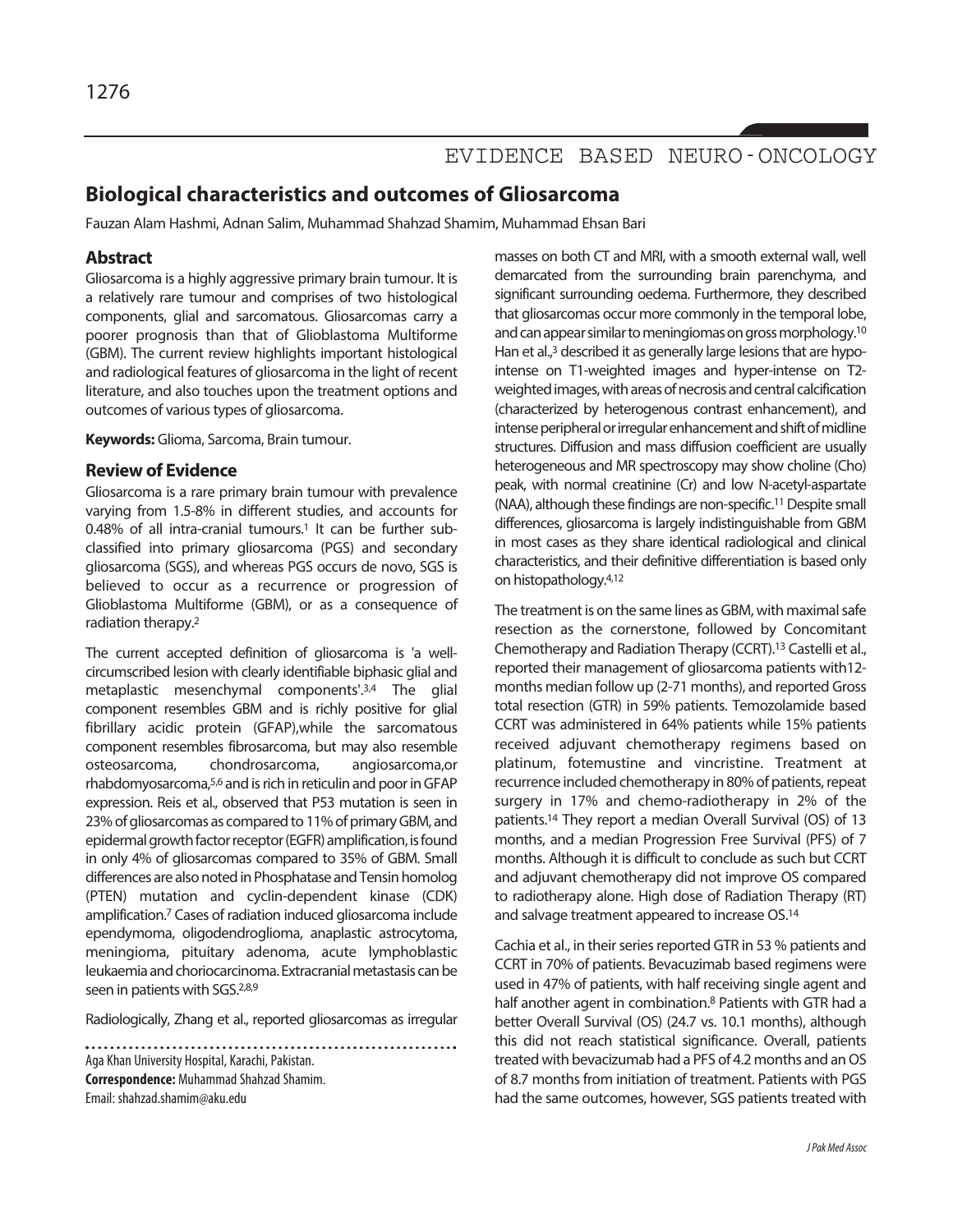## EVIDENCE BASED NEURO-ONCOLOGY

# Biological characteristics and outcomes of Gliosarcoma

Fauzan Alam Hashmi, Adnan Salim, Muhammad Shahzad Shamim, Muhammad Ehsan Bari

## Abstract

Gliosarcoma is a highly aggressive primary brain tumour. It is a relatively rare tumour and comprises of two histological components, glial and sarcomatous. Gliosarcomas carry a poorer prognosis than that of Glioblastoma Multiforme (GBM). The current review highlights important histological and radiological features of gliosarcoma in the light of recent literature, and also touches upon the treatment options and outcomes of various types of gliosarcoma.

**Keywords:** Glioma, Sarcoma, Brain tumour.

## Review of Evidence

Gliosarcoma is a rare primary brain tumour with prevalence varying from 1.5-8% in different studies, and accounts for 0.48% of all intra-cranial tumours.[1] It can be further sub-classified into primary gliosarcoma (PGS) and secondary gliosarcoma (SGS), and whereas PGS occurs de novo, SGS is believed to occur as a recurrence or progression of Glioblastoma Multiforme (GBM), or as a consequence of radiation therapy.[2]

The current accepted definition of gliosarcoma is 'a well-circumscribed lesion with clearly identifiable biphasic glial and metaplastic mesenchymal components'.[3,4] The glial component resembles GBM and is richly positive for glial fibrillary acidic protein (GFAP),while the sarcomatous component resembles fibrosarcoma, but may also resemble osteosarcoma, chondrosarcoma, angiosarcoma,or rhabdomyosarcoma,[5,6] and is rich in reticulin and poor in GFAP expression. Reis et al., observed that P53 mutation is seen in 23% of gliosarcomas as compared to 11% of primary GBM, and epidermal growth factor receptor (EGFR) amplification, is found in only 4% of gliosarcomas compared to 35% of GBM. Small differences are also noted in Phosphatase and Tensin homolog (PTEN) mutation and cyclin-dependent kinase (CDK) amplification.[7] Cases of radiation induced gliosarcoma include ependymoma, oligodendroglioma, anaplastic astrocytoma, meningioma, pituitary adenoma, acute lymphoblastic leukaemia and choriocarcinoma. Extracranial metastasis can be seen in patients with SGS.[2,8,9]

Radiologically, Zhang et al., reported gliosarcomas as irregular masses on both CT and MRI, with a smooth external wall, well demarcated from the surrounding brain parenchyma, and significant surrounding oedema. Furthermore, they described that gliosarcomas occur more commonly in the temporal lobe, and can appear similar to meningiomas on gross morphology.[10] Han et al.,[3] described it as generally large lesions that are hypo-intense on T1-weighted images and hyper-intense on T2-weighted images, with areas of necrosis and central calcification (characterized by heterogenous contrast enhancement), and intense peripheral or irregular enhancement and shift of midline structures. Diffusion and mass diffusion coefficient are usually heterogeneous and MR spectroscopy may show choline (Cho) peak, with normal creatinine (Cr) and low N-acetyl-aspartate (NAA), although these findings are non-specific.[11] Despite small differences, gliosarcoma is largely indistinguishable from GBM in most cases as they share identical radiological and clinical characteristics, and their definitive differentiation is based only on histopathology.[4,12]

The treatment is on the same lines as GBM, with maximal safe resection as the cornerstone, followed by Concomitant Chemotherapy and Radiation Therapy (CCRT).[13] Castelli et al., reported their management of gliosarcoma patients with12-months median follow up (2-71 months), and reported Gross total resection (GTR) in 59% patients. Temozolamide based CCRT was administered in 64% patients while 15% patients received adjuvant chemotherapy regimens based on platinum, fotemustine and vincristine. Treatment at recurrence included chemotherapy in 80% of patients, repeat surgery in 17% and chemo-radiotherapy in 2% of the patients.[14] They report a median Overall Survival (OS) of 13 months, and a median Progression Free Survival (PFS) of 7 months. Although it is difficult to conclude as such but CCRT and adjuvant chemotherapy did not improve OS compared to radiotherapy alone. High dose of Radiation Therapy (RT) and salvage treatment appeared to increase OS.[14]

Cachia et al., in their series reported GTR in 53 % patients and CCRT in 70% of patients. Bevacuzimab based regimens were used in 47% of patients, with half receiving single agent and half another agent in combination.[8] Patients with GTR had a better Overall Survival (OS) (24.7 vs. 10.1 months), although this did not reach statistical significance. Overall, patients treated with bevacizumab had a PFS of 4.2 months and an OS of 8.7 months from initiation of treatment. Patients with PGS had the same outcomes, however, SGS patients treated with

Aga Khan University Hospital, Karachi, Pakistan.
**Correspondence:** Muhammad Shahzad Shamim.
Email: shahzad.shamim@aku.edu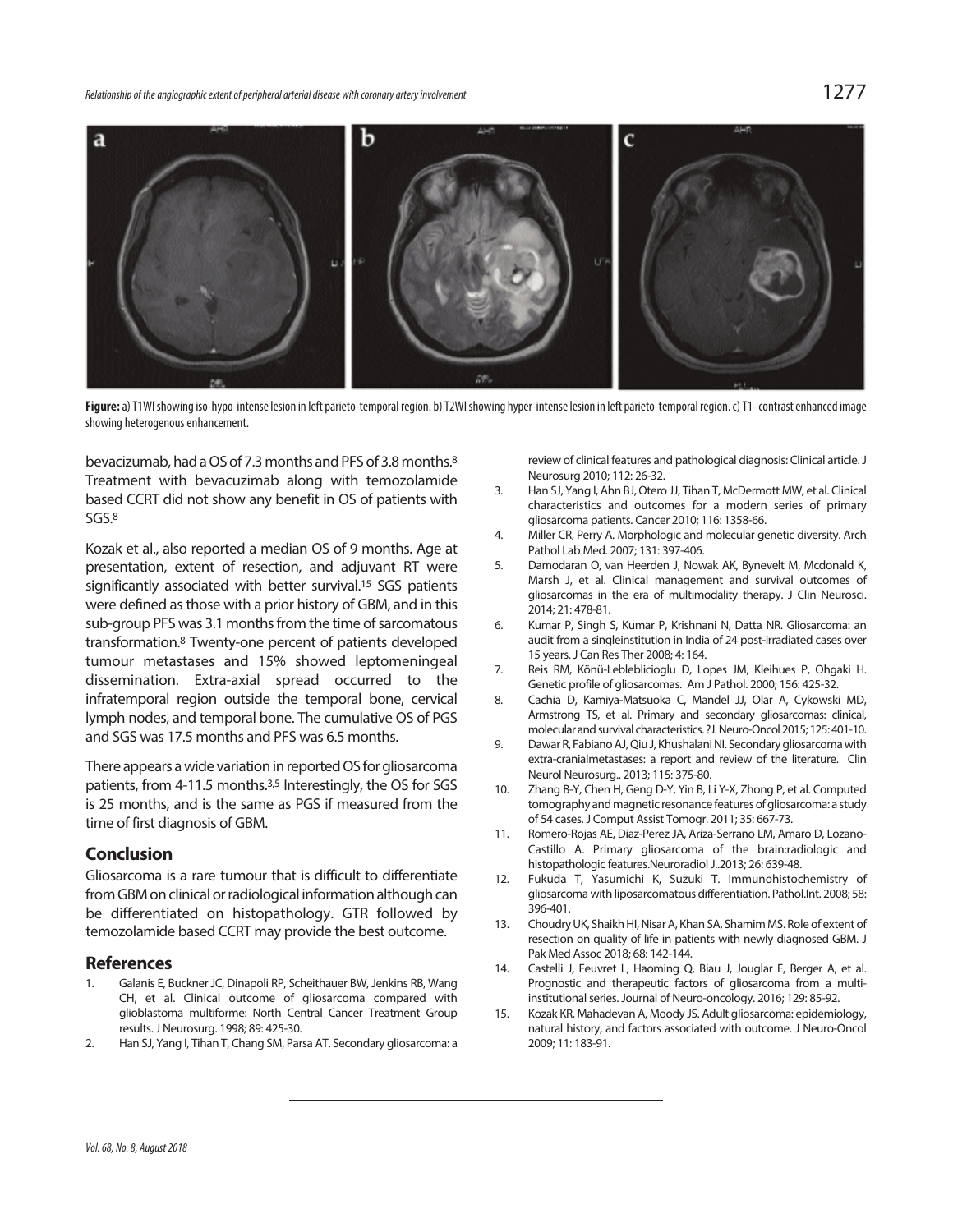**Figure:** a) T1WI showing iso-hypo-intense lesion in left parieto-temporal region. b) T2WI showing hyper-intense lesion in left parieto-temporal region. c) T1- contrast enhanced image showing heterogenous enhancement.

bevacizumab, had a OS of 7.3 months and PFS of 3.8 months.[8] Treatment with bevacuzimab along with temozolamide based CCRT did not show any benefit in OS of patients with SGS.[8]

Kozak et al., also reported a median OS of 9 months. Age at presentation, extent of resection, and adjuvant RT were significantly associated with better survival.[15] SGS patients were defined as those with a prior history of GBM, and in this sub-group PFS was 3.1 months from the time of sarcomatous transformation.[8] Twenty-one percent of patients developed tumour metastases and 15% showed leptomeningeal dissemination. Extra-axial spread occurred to the infratemporal region outside the temporal bone, cervical lymph nodes, and temporal bone. The cumulative OS of PGS and SGS was 17.5 months and PFS was 6.5 months.

There appears a wide variation in reported OS for gliosarcoma patients, from 4-11.5 months.[3,5] Interestingly, the OS for SGS is 25 months, and is the same as PGS if measured from the time of first diagnosis of GBM.

## Conclusion

Gliosarcoma is a rare tumour that is difficult to differentiate from GBM on clinical or radiological information although can be differentiated on histopathology. GTR followed by temozolamide based CCRT may provide the best outcome.

## References

1. Galanis E, Buckner JC, Dinapoli RP, Scheithauer BW, Jenkins RB, Wang CH, et al. Clinical outcome of gliosarcoma compared with glioblastoma multiforme: North Central Cancer Treatment Group results. J Neurosurg. 1998; 89: 425-30.
2. Han SJ, Yang I, Tihan T, Chang SM, Parsa AT. Secondary gliosarcoma: a review of clinical features and pathological diagnosis: Clinical article. J Neurosurg 2010; 112: 26-32.
3. Han SJ, Yang I, Ahn BJ, Otero JJ, Tihan T, McDermott MW, et al. Clinical characteristics and outcomes for a modern series of primary gliosarcoma patients. Cancer 2010; 116: 1358-66.
4. Miller CR, Perry A. Morphologic and molecular genetic diversity. Arch Pathol Lab Med. 2007; 131: 397-406.
5. Damodaran O, van Heerden J, Nowak AK, Bynevelt M, Mcdonald K, Marsh J, et al. Clinical management and survival outcomes of gliosarcomas in the era of multimodality therapy. J Clin Neurosci. 2014; 21: 478-81.
6. Kumar P, Singh S, Kumar P, Krishnani N, Datta NR. Gliosarcoma: an audit from a singleinstitution in India of 24 post-irradiated cases over 15 years. J Can Res Ther 2008; 4: 164.
7. Reis RM, Könü-Lebleblicioglu D, Lopes JM, Kleihues P, Ohgaki H. Genetic profile of gliosarcomas. Am J Pathol. 2000; 156: 425-32.
8. Cachia D, Kamiya-Matsuoka C, Mandel JJ, Olar A, Cykowski MD, Armstrong TS, et al. Primary and secondary gliosarcomas: clinical, molecular and survival characteristics. ?J. Neuro-Oncol 2015; 125: 401-10.
9. Dawar R, Fabiano AJ, Qiu J, Khushalani NI. Secondary gliosarcoma with extra-cranialmetastases: a report and review of the literature. Clin Neurol Neurosurg.. 2013; 115: 375-80.
10. Zhang B-Y, Chen H, Geng D-Y, Yin B, Li Y-X, Zhong P, et al. Computed tomography and magnetic resonance features of gliosarcoma: a study of 54 cases. J Comput Assist Tomogr. 2011; 35: 667-73.
11. Romero-Rojas AE, Diaz-Perez JA, Ariza-Serrano LM, Amaro D, Lozano-Castillo A. Primary gliosarcoma of the brain:radiologic and histopathologic features.Neuroradiol J..2013; 26: 639-48.
12. Fukuda T, Yasumichi K, Suzuki T. Immunohistochemistry of gliosarcoma with liposarcomatous differentiation. Pathol.Int. 2008; 58: 396-401.
13. Choudry UK, Shaikh HI, Nisar A, Khan SA, Shamim MS. Role of extent of resection on quality of life in patients with newly diagnosed GBM. J Pak Med Assoc 2018; 68: 142-144.
14. Castelli J, Feuvret L, Haoming Q, Biau J, Jouglar E, Berger A, et al. Prognostic and therapeutic factors of gliosarcoma from a multi-institutional series. Journal of Neuro-oncology. 2016; 129: 85-92.
15. Kozak KR, Mahadevan A, Moody JS. Adult gliosarcoma: epidemiology, natural history, and factors associated with outcome. J Neuro-Oncol 2009; 11: 183-91.